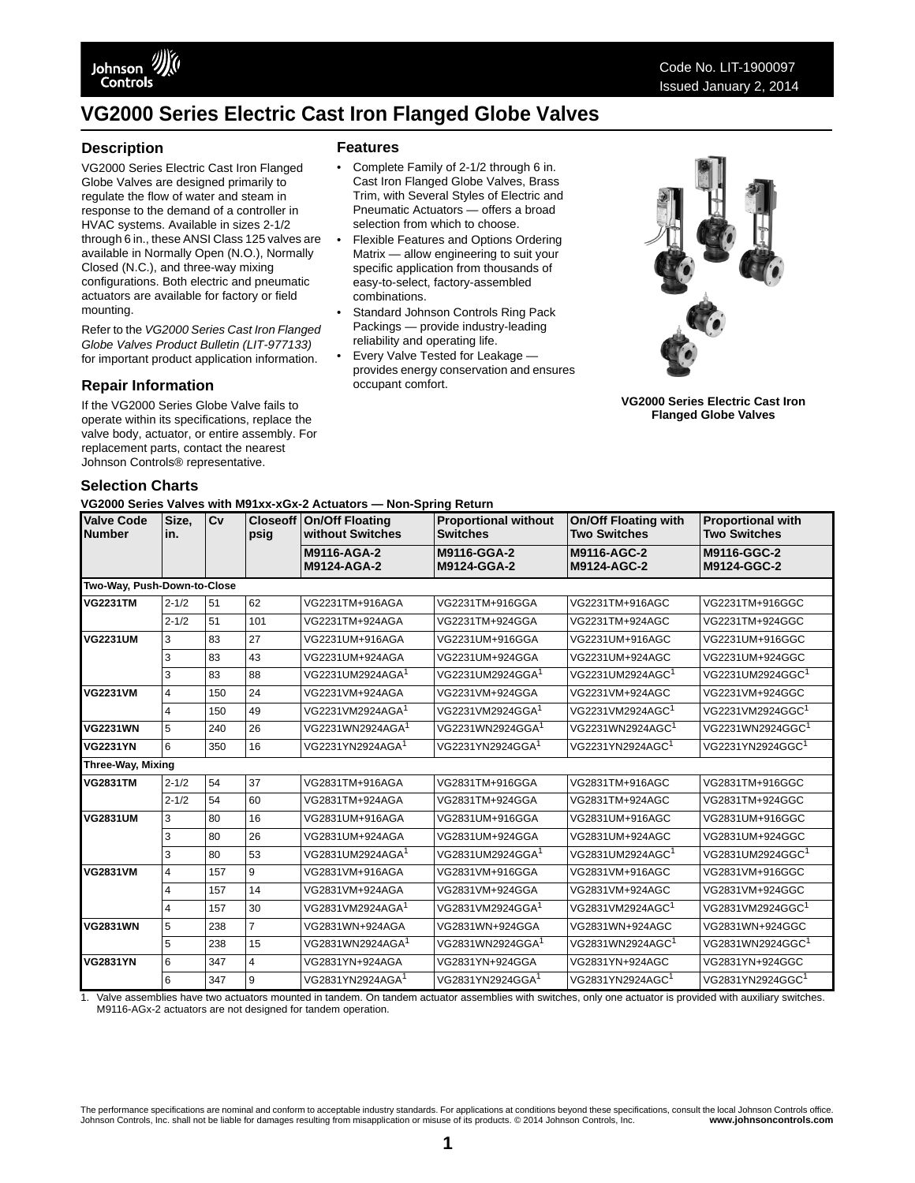Code No. LIT-1900097
Issued January 2, 2014

# VG2000 Series Electric Cast Iron Flanged Globe Valves

## Description

VG2000 Series Electric Cast Iron Flanged Globe Valves are designed primarily to regulate the flow of water and steam in response to the demand of a controller in HVAC systems. Available in sizes 2-1/2 through 6 in., these ANSI Class 125 valves are available in Normally Open (N.O.), Normally Closed (N.C.), and three-way mixing configurations. Both electric and pneumatic actuators are available for factory or field mounting.

Refer to the *VG2000 Series Cast Iron Flanged Globe Valves Product Bulletin (LIT-977133)* for important product application information.

## Repair Information

If the VG2000 Series Globe Valve fails to operate within its specifications, replace the valve body, actuator, or entire assembly. For replacement parts, contact the nearest Johnson Controls® representative.

## Features

- Complete Family of 2-1/2 through 6 in. Cast Iron Flanged Globe Valves, Brass Trim, with Several Styles of Electric and Pneumatic Actuators — offers a broad selection from which to choose.
- Flexible Features and Options Ordering Matrix — allow engineering to suit your specific application from thousands of easy-to-select, factory-assembled combinations.
- Standard Johnson Controls Ring Pack Packings — provide industry-leading reliability and operating life.
- Every Valve Tested for Leakage — provides energy conservation and ensures occupant comfort.

**VG2000 Series Electric Cast Iron Flanged Globe Valves**

## Selection Charts

**VG2000 Series Valves with M91xx-xGx-2 Actuators — Non-Spring Return**

| Valve Code Number | Size, in. | Cv | Closeoff psig | On/Off Floating without Switches | Proportional without Switches | On/Off Floating with Two Switches | Proportional with Two Switches |
|---|---|---|---|---|---|---|---|
| | | | | **M9116-AGA-2 M9124-AGA-2** | **M9116-GGA-2 M9124-GGA-2** | **M9116-AGC-2 M9124-AGC-2** | **M9116-GGC-2 M9124-GGC-2** |
| **Two-Way, Push-Down-to-Close** | | | | | | | |
| **VG2231TM** | 2-1/2 | 51 | 62 | VG2231TM+916AGA | VG2231TM+916GGA | VG2231TM+916AGC | VG2231TM+916GGC |
| | 2-1/2 | 51 | 101 | VG2231TM+924AGA | VG2231TM+924GGA | VG2231TM+924AGC | VG2231TM+924GGC |
| **VG2231UM** | 3 | 83 | 27 | VG2231UM+916AGA | VG2231UM+916GGA | VG2231UM+916AGC | VG2231UM+916GGC |
| | 3 | 83 | 43 | VG2231UM+924AGA | VG2231UM+924GGA | VG2231UM+924AGC | VG2231UM+924GGC |
| | 3 | 83 | 88 | VG2231UM2924AGA[1] | VG2231UM2924GGA[1] | VG2231UM2924AGC[1] | VG2231UM2924GGC[1] |
| **VG2231VM** | 4 | 150 | 24 | VG2231VM+924AGA | VG2231VM+924GGA | VG2231VM+924AGC | VG2231VM+924GGC |
| | 4 | 150 | 49 | VG2231VM2924AGA[1] | VG2231VM2924GGA[1] | VG2231VM2924AGC[1] | VG2231VM2924GGC[1] |
| **VG2231WN** | 5 | 240 | 26 | VG2231WN2924AGA[1] | VG2231WN2924GGA[1] | VG2231WN2924AGC[1] | VG2231WN2924GGC[1] |
| **VG2231YN** | 6 | 350 | 16 | VG2231YN2924AGA[1] | VG2231YN2924GGA[1] | VG2231YN2924AGC[1] | VG2231YN2924GGC[1] |
| **Three-Way, Mixing** | | | | | | | |
| **VG2831TM** | 2-1/2 | 54 | 37 | VG2831TM+916AGA | VG2831TM+916GGA | VG2831TM+916AGC | VG2831TM+916GGC |
| | 2-1/2 | 54 | 60 | VG2831TM+924AGA | VG2831TM+924GGA | VG2831TM+924AGC | VG2831TM+924GGC |
| **VG2831UM** | 3 | 80 | 16 | VG2831UM+916AGA | VG2831UM+916GGA | VG2831UM+916AGC | VG2831UM+916GGC |
| | 3 | 80 | 26 | VG2831UM+924AGA | VG2831UM+924GGA | VG2831UM+924AGC | VG2831UM+924GGC |
| | 3 | 80 | 53 | VG2831UM2924AGA[1] | VG2831UM2924GGA[1] | VG2831UM2924AGC[1] | VG2831UM2924GGC[1] |
| **VG2831VM** | 4 | 157 | 9 | VG2831VM+916AGA | VG2831VM+916GGA | VG2831VM+916AGC | VG2831VM+916GGC |
| | 4 | 157 | 14 | VG2831VM+924AGA | VG2831VM+924GGA | VG2831VM+924AGC | VG2831VM+924GGC |
| | 4 | 157 | 30 | VG2831VM2924AGA[1] | VG2831VM2924GGA[1] | VG2831VM2924AGC[1] | VG2831VM2924GGC[1] |
| **VG2831WN** | 5 | 238 | 7 | VG2831WN+924AGA | VG2831WN+924GGA | VG2831WN+924AGC | VG2831WN+924GGC |
| | 5 | 238 | 15 | VG2831WN2924AGA[1] | VG2831WN2924GGA[1] | VG2831WN2924AGC[1] | VG2831WN2924GGC[1] |
| **VG2831YN** | 6 | 347 | 4 | VG2831YN+924AGA | VG2831YN+924GGA | VG2831YN+924AGC | VG2831YN+924GGC |
| | 6 | 347 | 9 | VG2831YN2924AGA[1] | VG2831YN2924GGA[1] | VG2831YN2924AGC[1] | VG2831YN2924GGC[1] |

1. Valve assemblies have two actuators mounted in tandem. On tandem actuator assemblies with switches, only one actuator is provided with auxiliary switches. M9116-AGx-2 actuators are not designed for tandem operation.

The performance specifications are nominal and conform to acceptable industry standards. For applications at conditions beyond these specifications, consult the local Johnson Controls office. Johnson Controls, Inc. shall not be liable for damages resulting from misapplication or misuse of its products. © 2014 Johnson Controls, Inc. **www.johnsoncontrols.com**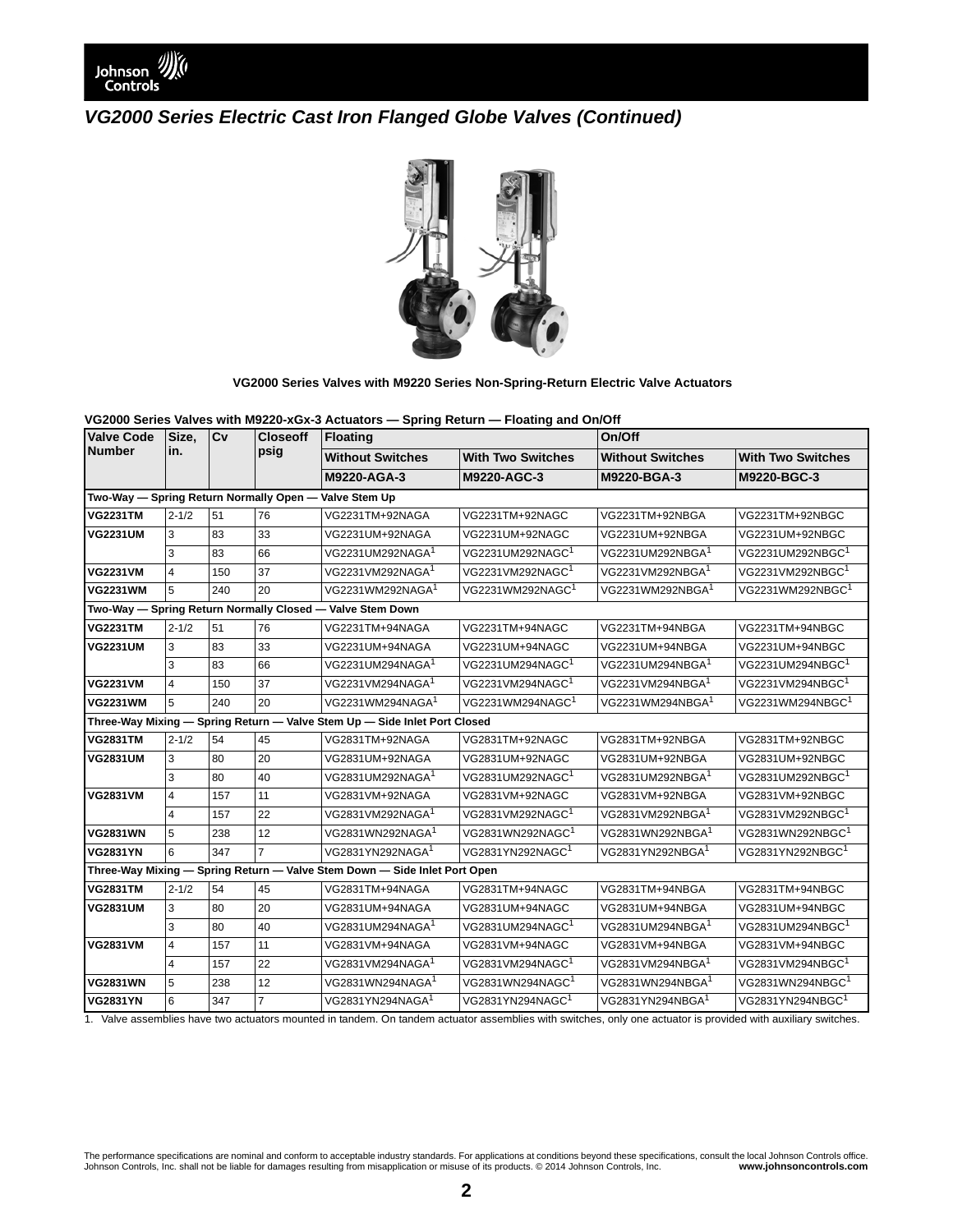## VG2000 Series Electric Cast Iron Flanged Globe Valves (Continued)

VG2000 Series Valves with M9220 Series Non-Spring-Return Electric Valve Actuators

**VG2000 Series Valves with M9220-xGx-3 Actuators — Spring Return — Floating and On/Off**

| Valve Code Number | Size, in. | Cv | Closeoff psig | Floating | | On/Off | |
|---|---|---|---|---|---|---|---|
| | | | | Without Switches | With Two Switches | Without Switches | With Two Switches |
| | | | | M9220-AGA-3 | M9220-AGC-3 | M9220-BGA-3 | M9220-BGC-3 |
| **Two-Way — Spring Return Normally Open — Valve Stem Up** | | | | | | | |
| **VG2231TM** | 2-1/2 | 51 | 76 | VG2231TM+92NAGA | VG2231TM+92NAGC | VG2231TM+92NBGA | VG2231TM+92NBGC |
| **VG2231UM** | 3 | 83 | 33 | VG2231UM+92NAGA | VG2231UM+92NAGC | VG2231UM+92NBGA | VG2231UM+92NBGC |
| | 3 | 83 | 66 | VG2231UM292NAGA[1] | VG2231UM292NAGC[1] | VG2231UM292NBGA[1] | VG2231UM292NBGC[1] |
| **VG2231VM** | 4 | 150 | 37 | VG2231VM292NAGA[1] | VG2231VM292NAGC[1] | VG2231VM292NBGA[1] | VG2231VM292NBGC[1] |
| **VG2231WM** | 5 | 240 | 20 | VG2231WM292NAGA[1] | VG2231WM292NAGC[1] | VG2231WM292NBGA[1] | VG2231WM292NBGC[1] |
| **Two-Way — Spring Return Normally Closed — Valve Stem Down** | | | | | | | |
| **VG2231TM** | 2-1/2 | 51 | 76 | VG2231TM+94NAGA | VG2231TM+94NAGC | VG2231TM+94NBGA | VG2231TM+94NBGC |
| **VG2231UM** | 3 | 83 | 33 | VG2231UM+94NAGA | VG2231UM+94NAGC | VG2231UM+94NBGA | VG2231UM+94NBGC |
| | 3 | 83 | 66 | VG2231UM294NAGA[1] | VG2231UM294NAGC[1] | VG2231UM294NBGA[1] | VG2231UM294NBGC[1] |
| **VG2231VM** | 4 | 150 | 37 | VG2231VM294NAGA[1] | VG2231VM294NAGC[1] | VG2231VM294NBGA[1] | VG2231VM294NBGC[1] |
| **VG2231WM** | 5 | 240 | 20 | VG2231WM294NAGA[1] | VG2231WM294NAGC[1] | VG2231WM294NBGA[1] | VG2231WM294NBGC[1] |
| **Three-Way Mixing — Spring Return — Valve Stem Up — Side Inlet Port Closed** | | | | | | | |
| **VG2831TM** | 2-1/2 | 54 | 45 | VG2831TM+92NAGA | VG2831TM+92NAGC | VG2831TM+92NBGA | VG2831TM+92NBGC |
| **VG2831UM** | 3 | 80 | 20 | VG2831UM+92NAGA | VG2831UM+92NAGC | VG2831UM+92NBGA | VG2831UM+92NBGC |
| | 3 | 80 | 40 | VG2831UM292NAGA[1] | VG2831UM292NAGC[1] | VG2831UM292NBGA[1] | VG2831UM292NBGC[1] |
| **VG2831VM** | 4 | 157 | 11 | VG2831VM+92NAGA | VG2831VM+92NAGC | VG2831VM+92NBGA | VG2831VM+92NBGC |
| | 4 | 157 | 22 | VG2831VM292NAGA[1] | VG2831VM292NAGC[1] | VG2831VM292NBGA[1] | VG2831VM292NBGC[1] |
| **VG2831WN** | 5 | 238 | 12 | VG2831WN292NAGA[1] | VG2831WN292NAGC[1] | VG2831WN292NBGA[1] | VG2831WN292NBGC[1] |
| **VG2831YN** | 6 | 347 | 7 | VG2831YN292NAGA[1] | VG2831YN292NAGC[1] | VG2831YN292NBGA[1] | VG2831YN292NBGC[1] |
| **Three-Way Mixing — Spring Return — Valve Stem Down — Side Inlet Port Open** | | | | | | | |
| **VG2831TM** | 2-1/2 | 54 | 45 | VG2831TM+94NAGA | VG2831TM+94NAGC | VG2831TM+94NBGA | VG2831TM+94NBGC |
| **VG2831UM** | 3 | 80 | 20 | VG2831UM+94NAGA | VG2831UM+94NAGC | VG2831UM+94NBGA | VG2831UM+94NBGC |
| | 3 | 80 | 40 | VG2831UM294NAGA[1] | VG2831UM294NAGC[1] | VG2831UM294NBGA[1] | VG2831UM294NBGC[1] |
| **VG2831VM** | 4 | 157 | 11 | VG2831VM+94NAGA | VG2831VM+94NAGC | VG2831VM+94NBGA | VG2831VM+94NBGC |
| | 4 | 157 | 22 | VG2831VM294NAGA[1] | VG2831VM294NAGC[1] | VG2831VM294NBGA[1] | VG2831VM294NBGC[1] |
| **VG2831WN** | 5 | 238 | 12 | VG2831WN294NAGA[1] | VG2831WN294NAGC[1] | VG2831WN294NBGA[1] | VG2831WN294NBGC[1] |
| **VG2831YN** | 6 | 347 | 7 | VG2831YN294NAGA[1] | VG2831YN294NAGC[1] | VG2831YN294NBGA[1] | VG2831YN294NBGC[1] |

1. Valve assemblies have two actuators mounted in tandem. On tandem actuator assemblies with switches, only one actuator is provided with auxiliary switches.

The performance specifications are nominal and conform to acceptable industry standards. For applications at conditions beyond these specifications, consult the local Johnson Controls office. Johnson Controls, Inc. shall not be liable for damages resulting from misapplication or misuse of its products. © 2014 Johnson Controls, Inc. **www.johnsoncontrols.com**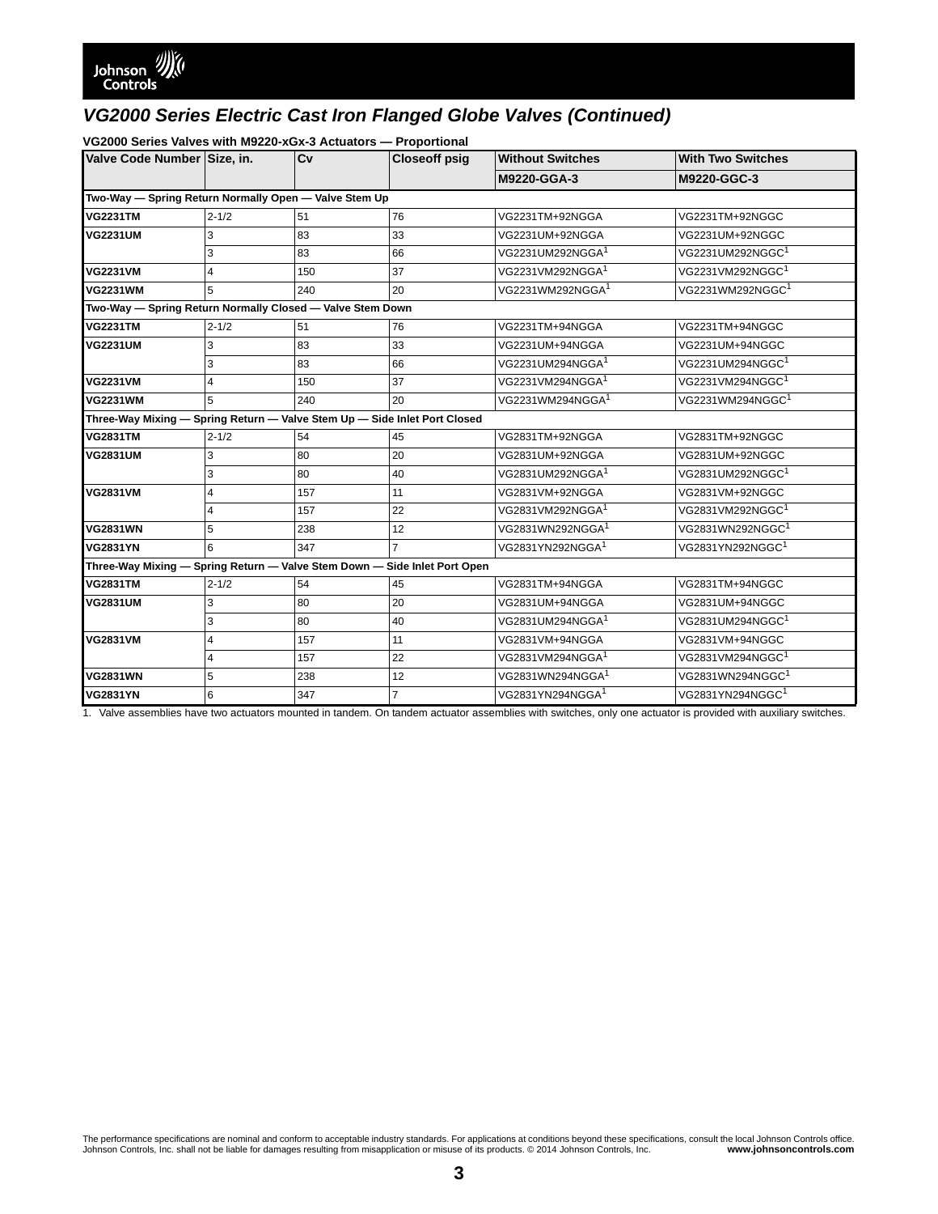## VG2000 Series Electric Cast Iron Flanged Globe Valves (Continued)

**VG2000 Series Valves with M9220-xGx-3 Actuators — Proportional**

| Valve Code Number | Size, in. | Cv | Closeoff psig | Without Switches | With Two Switches |
|---|---|---|---|---|---|
| | | | | **M9220-GGA-3** | **M9220-GGC-3** |
| **Two-Way — Spring Return Normally Open — Valve Stem Up** | | | | | |
| **VG2231TM** | 2-1/2 | 51 | 76 | VG2231TM+92NGGA | VG2231TM+92NGGC |
| **VG2231UM** | 3 | 83 | 33 | VG2231UM+92NGGA | VG2231UM+92NGGC |
| | 3 | 83 | 66 | VG2231UM292NGGA[1] | VG2231UM292NGGC[1] |
| **VG2231VM** | 4 | 150 | 37 | VG2231VM292NGGA[1] | VG2231VM292NGGC[1] |
| **VG2231WM** | 5 | 240 | 20 | VG2231WM292NGGA[1] | VG2231WM292NGGC[1] |
| **Two-Way — Spring Return Normally Closed — Valve Stem Down** | | | | | |
| **VG2231TM** | 2-1/2 | 51 | 76 | VG2231TM+94NGGA | VG2231TM+94NGGC |
| **VG2231UM** | 3 | 83 | 33 | VG2231UM+94NGGA | VG2231UM+94NGGC |
| | 3 | 83 | 66 | VG2231UM294NGGA[1] | VG2231UM294NGGC[1] |
| **VG2231VM** | 4 | 150 | 37 | VG2231VM294NGGA[1] | VG2231VM294NGGC[1] |
| **VG2231WM** | 5 | 240 | 20 | VG2231WM294NGGA[1] | VG2231WM294NGGC[1] |
| **Three-Way Mixing — Spring Return — Valve Stem Up — Side Inlet Port Closed** | | | | | |
| **VG2831TM** | 2-1/2 | 54 | 45 | VG2831TM+92NGGA | VG2831TM+92NGGC |
| **VG2831UM** | 3 | 80 | 20 | VG2831UM+92NGGA | VG2831UM+92NGGC |
| | 3 | 80 | 40 | VG2831UM292NGGA[1] | VG2831UM292NGGC[1] |
| **VG2831VM** | 4 | 157 | 11 | VG2831VM+92NGGA | VG2831VM+92NGGC |
| | 4 | 157 | 22 | VG2831VM292NGGA[1] | VG2831VM292NGGC[1] |
| **VG2831WN** | 5 | 238 | 12 | VG2831WN292NGGA[1] | VG2831WN292NGGC[1] |
| **VG2831YN** | 6 | 347 | 7 | VG2831YN292NGGA[1] | VG2831YN292NGGC[1] |
| **Three-Way Mixing — Spring Return — Valve Stem Down — Side Inlet Port Open** | | | | | |
| **VG2831TM** | 2-1/2 | 54 | 45 | VG2831TM+94NGGA | VG2831TM+94NGGC |
| **VG2831UM** | 3 | 80 | 20 | VG2831UM+94NGGA | VG2831UM+94NGGC |
| | 3 | 80 | 40 | VG2831UM294NGGA[1] | VG2831UM294NGGC[1] |
| **VG2831VM** | 4 | 157 | 11 | VG2831VM+94NGGA | VG2831VM+94NGGC |
| | 4 | 157 | 22 | VG2831VM294NGGA[1] | VG2831VM294NGGC[1] |
| **VG2831WN** | 5 | 238 | 12 | VG2831WN294NGGA[1] | VG2831WN294NGGC[1] |
| **VG2831YN** | 6 | 347 | 7 | VG2831YN294NGGA[1] | VG2831YN294NGGC[1] |

1. Valve assemblies have two actuators mounted in tandem. On tandem actuator assemblies with switches, only one actuator is provided with auxiliary switches.

The performance specifications are nominal and conform to acceptable industry standards. For applications at conditions beyond these specifications, consult the local Johnson Controls office. Johnson Controls, Inc. shall not be liable for damages resulting from misapplication or misuse of its products. © 2014 Johnson Controls, Inc. **www.johnsoncontrols.com**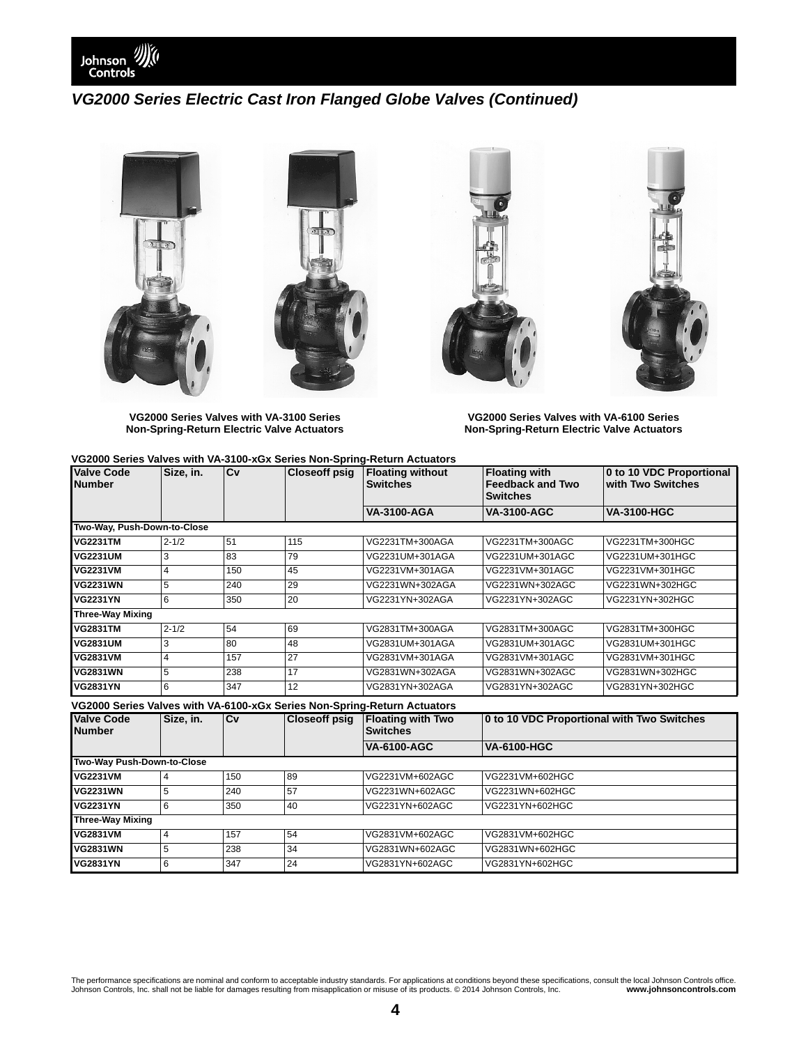## VG2000 Series Electric Cast Iron Flanged Globe Valves (Continued)

**VG2000 Series Valves with VA-3100 Series Non-Spring-Return Electric Valve Actuators**

**VG2000 Series Valves with VA-6100 Series Non-Spring-Return Electric Valve Actuators**

**VG2000 Series Valves with VA-3100-xGx Series Non-Spring-Return Actuators**

| Valve Code Number | Size, in. | Cv | Closeoff psig | Floating without Switches | Floating with Feedback and Two Switches | 0 to 10 VDC Proportional with Two Switches |
|---|---|---|---|---|---|---|
| | | | | **VA-3100-AGA** | **VA-3100-AGC** | **VA-3100-HGC** |
| **Two-Way, Push-Down-to-Close** | | | | | | |
| **VG2231TM** | 2-1/2 | 51 | 115 | VG2231TM+300AGA | VG2231TM+300AGC | VG2231TM+300HGC |
| **VG2231UM** | 3 | 83 | 79 | VG2231UM+301AGA | VG2231UM+301AGC | VG2231UM+301HGC |
| **VG2231VM** | 4 | 150 | 45 | VG2231VM+301AGA | VG2231VM+301AGC | VG2231VM+301HGC |
| **VG2231WN** | 5 | 240 | 29 | VG2231WN+302AGA | VG2231WN+302AGC | VG2231WN+302HGC |
| **VG2231YN** | 6 | 350 | 20 | VG2231YN+302AGA | VG2231YN+302AGC | VG2231YN+302HGC |
| **Three-Way Mixing** | | | | | | |
| **VG2831TM** | 2-1/2 | 54 | 69 | VG2831TM+300AGA | VG2831TM+300AGC | VG2831TM+300HGC |
| **VG2831UM** | 3 | 80 | 48 | VG2831UM+301AGA | VG2831UM+301AGC | VG2831UM+301HGC |
| **VG2831VM** | 4 | 157 | 27 | VG2831VM+301AGA | VG2831VM+301AGC | VG2831VM+301HGC |
| **VG2831WN** | 5 | 238 | 17 | VG2831WN+302AGA | VG2831WN+302AGC | VG2831WN+302HGC |
| **VG2831YN** | 6 | 347 | 12 | VG2831YN+302AGA | VG2831YN+302AGC | VG2831YN+302HGC |

**VG2000 Series Valves with VA-6100-xGx Series Non-Spring-Return Actuators**

| Valve Code Number | Size, in. | Cv | Closeoff psig | Floating with Two Switches | 0 to 10 VDC Proportional with Two Switches |
|---|---|---|---|---|---|
| | | | | **VA-6100-AGC** | **VA-6100-HGC** |
| **Two-Way Push-Down-to-Close** | | | | | |
| **VG2231VM** | 4 | 150 | 89 | VG2231VM+602AGC | VG2231VM+602HGC |
| **VG2231WN** | 5 | 240 | 57 | VG2231WN+602AGC | VG2231WN+602HGC |
| **VG2231YN** | 6 | 350 | 40 | VG2231YN+602AGC | VG2231YN+602HGC |
| **Three-Way Mixing** | | | | | |
| **VG2831VM** | 4 | 157 | 54 | VG2831VM+602AGC | VG2831VM+602HGC |
| **VG2831WN** | 5 | 238 | 34 | VG2831WN+602AGC | VG2831WN+602HGC |
| **VG2831YN** | 6 | 347 | 24 | VG2831YN+602AGC | VG2831YN+602HGC |

The performance specifications are nominal and conform to acceptable industry standards. For applications at conditions beyond these specifications, consult the local Johnson Controls office. Johnson Controls, Inc. shall not be liable for damages resulting from misapplication or misuse of its products. © 2014 Johnson Controls, Inc. **www.johnsoncontrols.com**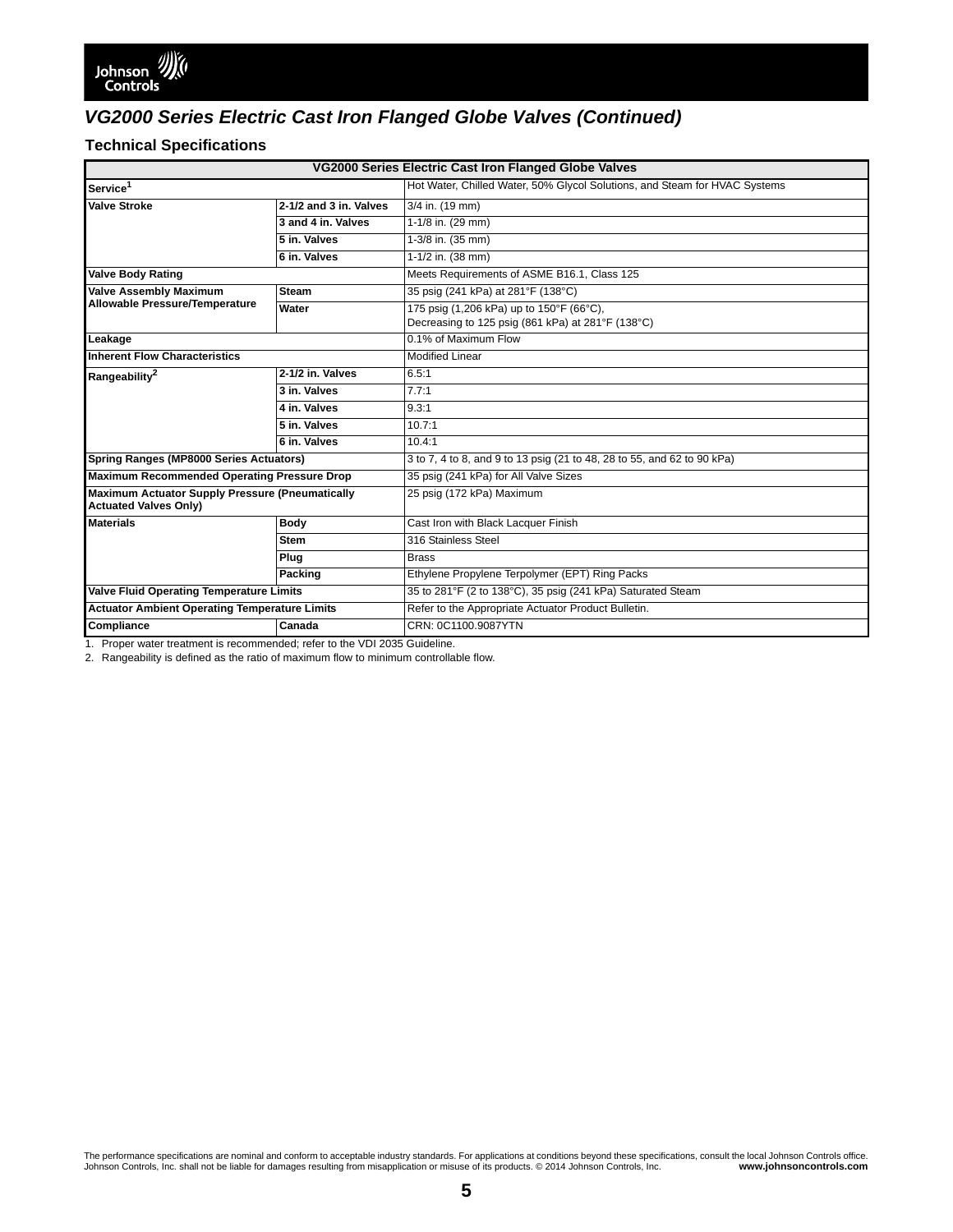## *VG2000 Series Electric Cast Iron Flanged Globe Valves (Continued)*

### Technical Specifications

| VG2000 Series Electric Cast Iron Flanged Globe Valves | | |
|---|---|---|
| **Service**[1] | | Hot Water, Chilled Water, 50% Glycol Solutions, and Steam for HVAC Systems |
| **Valve Stroke** | **2-1/2 and 3 in. Valves** | 3/4 in. (19 mm) |
| | **3 and 4 in. Valves** | 1-1/8 in. (29 mm) |
| | **5 in. Valves** | 1-3/8 in. (35 mm) |
| | **6 in. Valves** | 1-1/2 in. (38 mm) |
| **Valve Body Rating** | | Meets Requirements of ASME B16.1, Class 125 |
| **Valve Assembly Maximum Allowable Pressure/Temperature** | **Steam** | 35 psig (241 kPa) at 281°F (138°C) |
| | **Water** | 175 psig (1,206 kPa) up to 150°F (66°C), Decreasing to 125 psig (861 kPa) at 281°F (138°C) |
| **Leakage** | | 0.1% of Maximum Flow |
| **Inherent Flow Characteristics** | | Modified Linear |
| **Rangeability**[2] | **2-1/2 in. Valves** | 6.5:1 |
| | **3 in. Valves** | 7.7:1 |
| | **4 in. Valves** | 9.3:1 |
| | **5 in. Valves** | 10.7:1 |
| | **6 in. Valves** | 10.4:1 |
| **Spring Ranges (MP8000 Series Actuators)** | | 3 to 7, 4 to 8, and 9 to 13 psig (21 to 48, 28 to 55, and 62 to 90 kPa) |
| **Maximum Recommended Operating Pressure Drop** | | 35 psig (241 kPa) for All Valve Sizes |
| **Maximum Actuator Supply Pressure (Pneumatically Actuated Valves Only)** | | 25 psig (172 kPa) Maximum |
| **Materials** | **Body** | Cast Iron with Black Lacquer Finish |
| | **Stem** | 316 Stainless Steel |
| | **Plug** | Brass |
| | **Packing** | Ethylene Propylene Terpolymer (EPT) Ring Packs |
| **Valve Fluid Operating Temperature Limits** | | 35 to 281°F (2 to 138°C), 35 psig (241 kPa) Saturated Steam |
| **Actuator Ambient Operating Temperature Limits** | | Refer to the Appropriate Actuator Product Bulletin. |
| **Compliance** | **Canada** | CRN: 0C1100.9087YTN |

1. Proper water treatment is recommended; refer to the VDI 2035 Guideline.
2. Rangeability is defined as the ratio of maximum flow to minimum controllable flow.

The performance specifications are nominal and conform to acceptable industry standards. For applications at conditions beyond these specifications, consult the local Johnson Controls office. Johnson Controls, Inc. shall not be liable for damages resulting from misapplication or misuse of its products. © 2014 Johnson Controls, Inc. **www.johnsoncontrols.com**